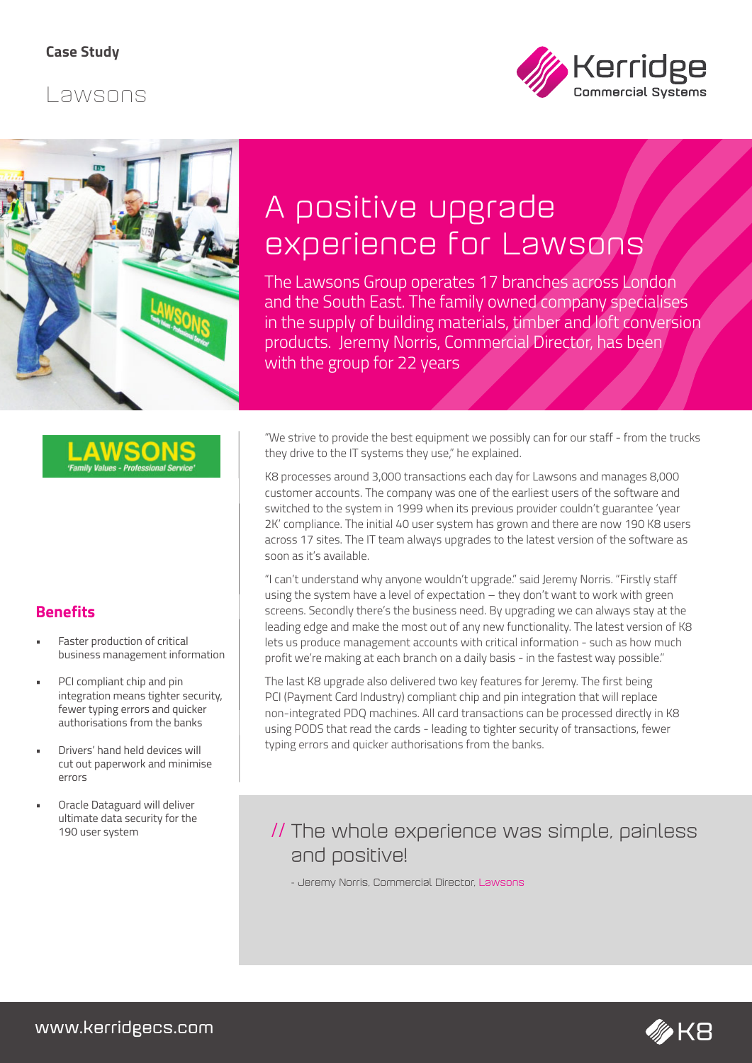**Case Study**

Lawsons

# A positive upgrade experience for Lawsons

The Lawsons Group operates 17 branches across London and the South East. The family owned company specialises in the supply of building materials, timber and loft conversion products. Jeremy Norris, Commercial Director, has been with the group for 22 years

"We strive to provide the best equipment we possibly can for our staff - from the trucks they drive to the IT systems they use," he explained.

K8 processes around 3,000 transactions each day for Lawsons and manages 8,000 customer accounts. The company was one of the earliest users of the software and switched to the system in 1999 when its previous provider couldn't guarantee 'year 2K' compliance. The initial 40 user system has grown and there are now 190 K8 users across 17 sites. The IT team always upgrades to the latest version of the software as soon as it's available.

"I can't understand why anyone wouldn't upgrade." said Jeremy Norris. "Firstly staff using the system have a level of expectation – they don't want to work with green screens. Secondly there's the business need. By upgrading we can always stay at the leading edge and make the most out of any new functionality. The latest version of K8 lets us produce management accounts with critical information - such as how much profit we're making at each branch on a daily basis - in the fastest way possible."

The last K8 upgrade also delivered two key features for Jeremy. The first being PCI (Payment Card Industry) compliant chip and pin integration that will replace non-integrated PDQ machines. All card transactions can be processed directly in K8 using PODS that read the cards - leading to tighter security of transactions, fewer typing errors and quicker authorisations from the banks.

## Benefits

- Faster production of critical business management information
- PCI compliant chip and pin integration means tighter security, fewer typing errors and quicker authorisations from the banks
- Drivers' hand held devices will cut out paperwork and minimise errors
- Oracle Dataguard will deliver ultimate data security for the 190 user system

> // The whole experience was simple, painless and positive!
>
> - Jeremy Norris, Commercial Director, Lawsons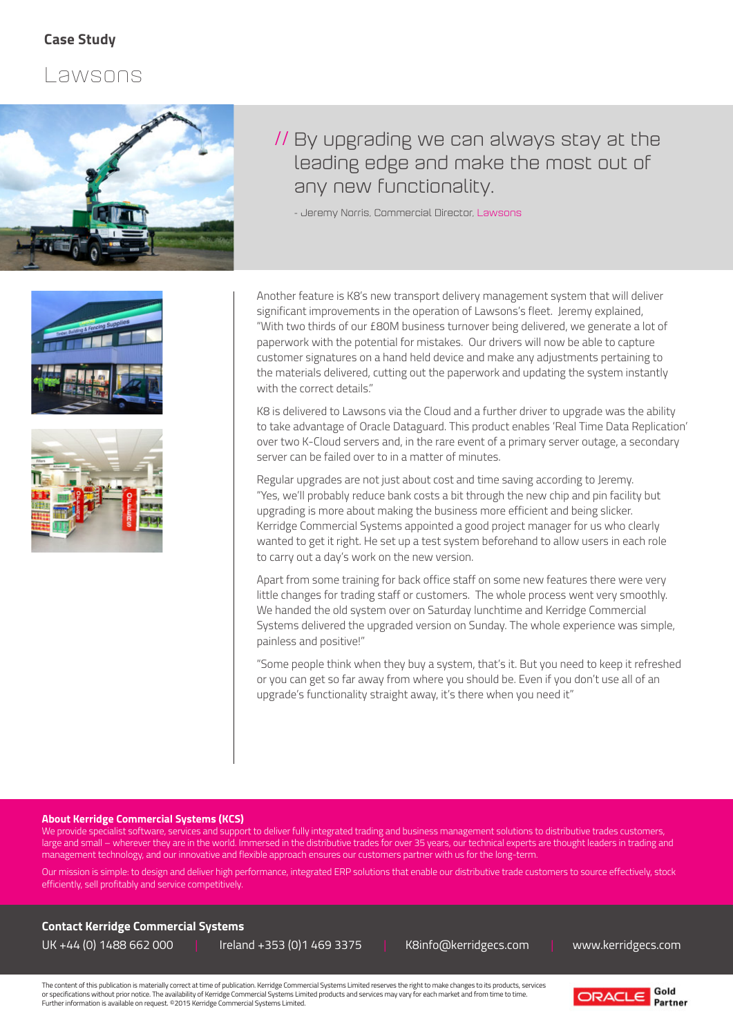Case Study

# Lawsons

> // By upgrading we can always stay at the leading edge and make the most out of any new functionality.
>
> - Jeremy Norris, Commercial Director, Lawsons

Another feature is K8's new transport delivery management system that will deliver significant improvements in the operation of Lawsons's fleet. Jeremy explained, "With two thirds of our £80M business turnover being delivered, we generate a lot of paperwork with the potential for mistakes. Our drivers will now be able to capture customer signatures on a hand held device and make any adjustments pertaining to the materials delivered, cutting out the paperwork and updating the system instantly with the correct details."

K8 is delivered to Lawsons via the Cloud and a further driver to upgrade was the ability to take advantage of Oracle Dataguard. This product enables 'Real Time Data Replication' over two K-Cloud servers and, in the rare event of a primary server outage, a secondary server can be failed over to in a matter of minutes.

Regular upgrades are not just about cost and time saving according to Jeremy. "Yes, we'll probably reduce bank costs a bit through the new chip and pin facility but upgrading is more about making the business more efficient and being slicker. Kerridge Commercial Systems appointed a good project manager for us who clearly wanted to get it right. He set up a test system beforehand to allow users in each role to carry out a day's work on the new version.

Apart from some training for back office staff on some new features there were very little changes for trading staff or customers. The whole process went very smoothly. We handed the old system over on Saturday lunchtime and Kerridge Commercial Systems delivered the upgraded version on Sunday. The whole experience was simple, painless and positive!"

"Some people think when they buy a system, that's it. But you need to keep it refreshed or you can get so far away from where you should be. Even if you don't use all of an upgrade's functionality straight away, it's there when you need it"

**About Kerridge Commercial Systems (KCS)**

We provide specialist software, services and support to deliver fully integrated trading and business management solutions to distributive trades customers, large and small – wherever they are in the world. Immersed in the distributive trades for over 35 years, our technical experts are thought leaders in trading and management technology, and our innovative and flexible approach ensures our customers partner with us for the long-term.

Our mission is simple: to design and deliver high performance, integrated ERP solutions that enable our distributive trade customers to source effectively, stock efficiently, sell profitably and service competitively.

**Contact Kerridge Commercial Systems**

UK +44 (0) 1488 662 000 | Ireland +353 (0)1 469 3375 | K8info@kerridgecs.com | www.kerridgecs.com

The content of this publication is materially correct at time of publication. Kerridge Commercial Systems Limited reserves the right to make changes to its products, services or specifications without prior notice. The availability of Kerridge Commercial Systems Limited products and services may vary for each market and from time to time. Further information is available on request. ©2015 Kerridge Commercial Systems Limited.

ORACLE Gold Partner